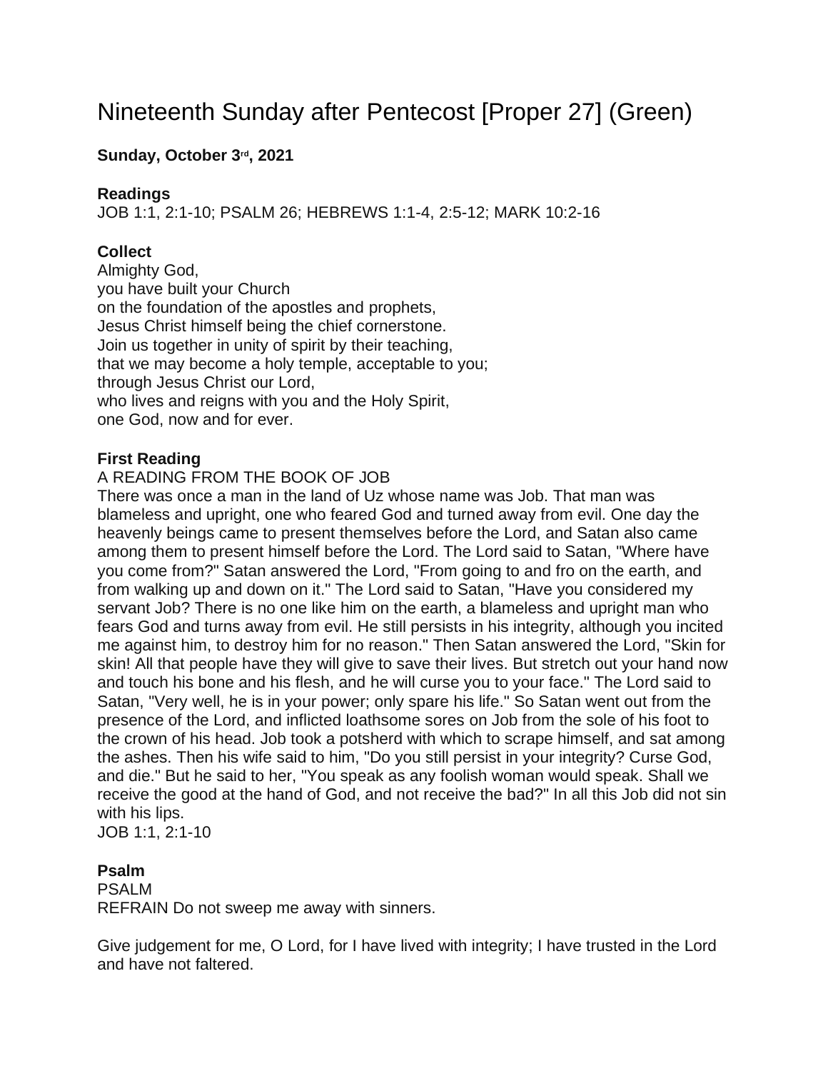# Nineteenth Sunday after Pentecost [Proper 27] (Green)

**Sunday, October 3rd, 2021**

**Readings**

JOB 1:1, 2:1-10; PSALM 26; HEBREWS 1:1-4, 2:5-12; MARK 10:2-16

**Collect**

Almighty God,
you have built your Church
on the foundation of the apostles and prophets,
Jesus Christ himself being the chief cornerstone.
Join us together in unity of spirit by their teaching,
that we may become a holy temple, acceptable to you;
through Jesus Christ our Lord,
who lives and reigns with you and the Holy Spirit,
one God, now and for ever.

**First Reading**

A READING FROM THE BOOK OF JOB

There was once a man in the land of Uz whose name was Job. That man was blameless and upright, one who feared God and turned away from evil. One day the heavenly beings came to present themselves before the Lord, and Satan also came among them to present himself before the Lord. The Lord said to Satan, "Where have you come from?" Satan answered the Lord, "From going to and fro on the earth, and from walking up and down on it." The Lord said to Satan, "Have you considered my servant Job? There is no one like him on the earth, a blameless and upright man who fears God and turns away from evil. He still persists in his integrity, although you incited me against him, to destroy him for no reason." Then Satan answered the Lord, "Skin for skin! All that people have they will give to save their lives. But stretch out your hand now and touch his bone and his flesh, and he will curse you to your face." The Lord said to Satan, "Very well, he is in your power; only spare his life." So Satan went out from the presence of the Lord, and inflicted loathsome sores on Job from the sole of his foot to the crown of his head. Job took a potsherd with which to scrape himself, and sat among the ashes. Then his wife said to him, "Do you still persist in your integrity? Curse God, and die." But he said to her, "You speak as any foolish woman would speak. Shall we receive the good at the hand of God, and not receive the bad?" In all this Job did not sin with his lips.

JOB 1:1, 2:1-10

**Psalm**

PSALM

REFRAIN Do not sweep me away with sinners.

Give judgement for me, O Lord, for I have lived with integrity; I have trusted in the Lord and have not faltered.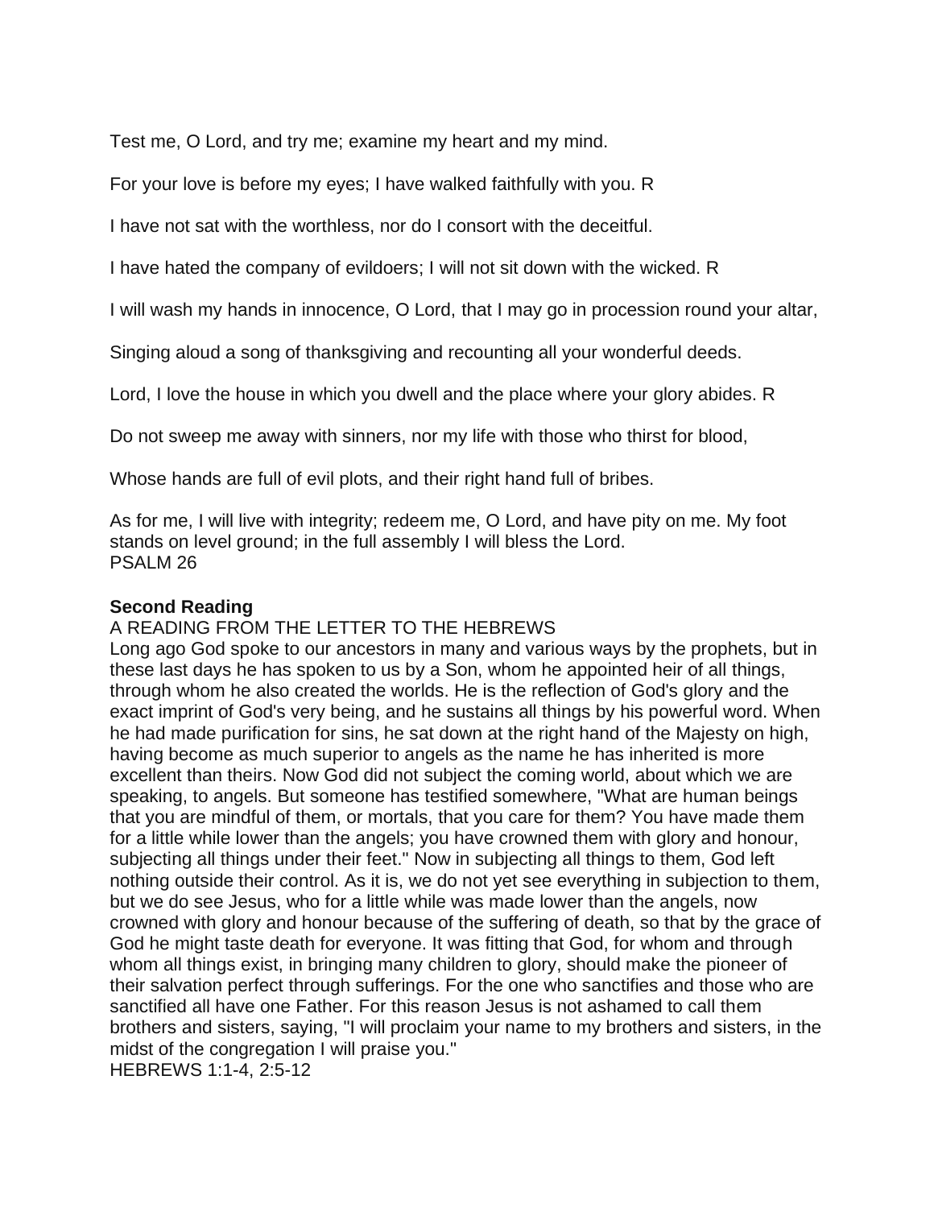Test me, O Lord, and try me; examine my heart and my mind.

For your love is before my eyes; I have walked faithfully with you. R

I have not sat with the worthless, nor do I consort with the deceitful.

I have hated the company of evildoers; I will not sit down with the wicked. R

I will wash my hands in innocence, O Lord, that I may go in procession round your altar,

Singing aloud a song of thanksgiving and recounting all your wonderful deeds.

Lord, I love the house in which you dwell and the place where your glory abides. R

Do not sweep me away with sinners, nor my life with those who thirst for blood,

Whose hands are full of evil plots, and their right hand full of bribes.

As for me, I will live with integrity; redeem me, O Lord, and have pity on me. My foot stands on level ground; in the full assembly I will bless the Lord.
PSALM 26

**Second Reading**

A READING FROM THE LETTER TO THE HEBREWS

Long ago God spoke to our ancestors in many and various ways by the prophets, but in these last days he has spoken to us by a Son, whom he appointed heir of all things, through whom he also created the worlds. He is the reflection of God's glory and the exact imprint of God's very being, and he sustains all things by his powerful word. When he had made purification for sins, he sat down at the right hand of the Majesty on high, having become as much superior to angels as the name he has inherited is more excellent than theirs. Now God did not subject the coming world, about which we are speaking, to angels. But someone has testified somewhere, "What are human beings that you are mindful of them, or mortals, that you care for them? You have made them for a little while lower than the angels; you have crowned them with glory and honour, subjecting all things under their feet." Now in subjecting all things to them, God left nothing outside their control. As it is, we do not yet see everything in subjection to them, but we do see Jesus, who for a little while was made lower than the angels, now crowned with glory and honour because of the suffering of death, so that by the grace of God he might taste death for everyone. It was fitting that God, for whom and through whom all things exist, in bringing many children to glory, should make the pioneer of their salvation perfect through sufferings. For the one who sanctifies and those who are sanctified all have one Father. For this reason Jesus is not ashamed to call them brothers and sisters, saying, "I will proclaim your name to my brothers and sisters, in the midst of the congregation I will praise you."
HEBREWS 1:1-4, 2:5-12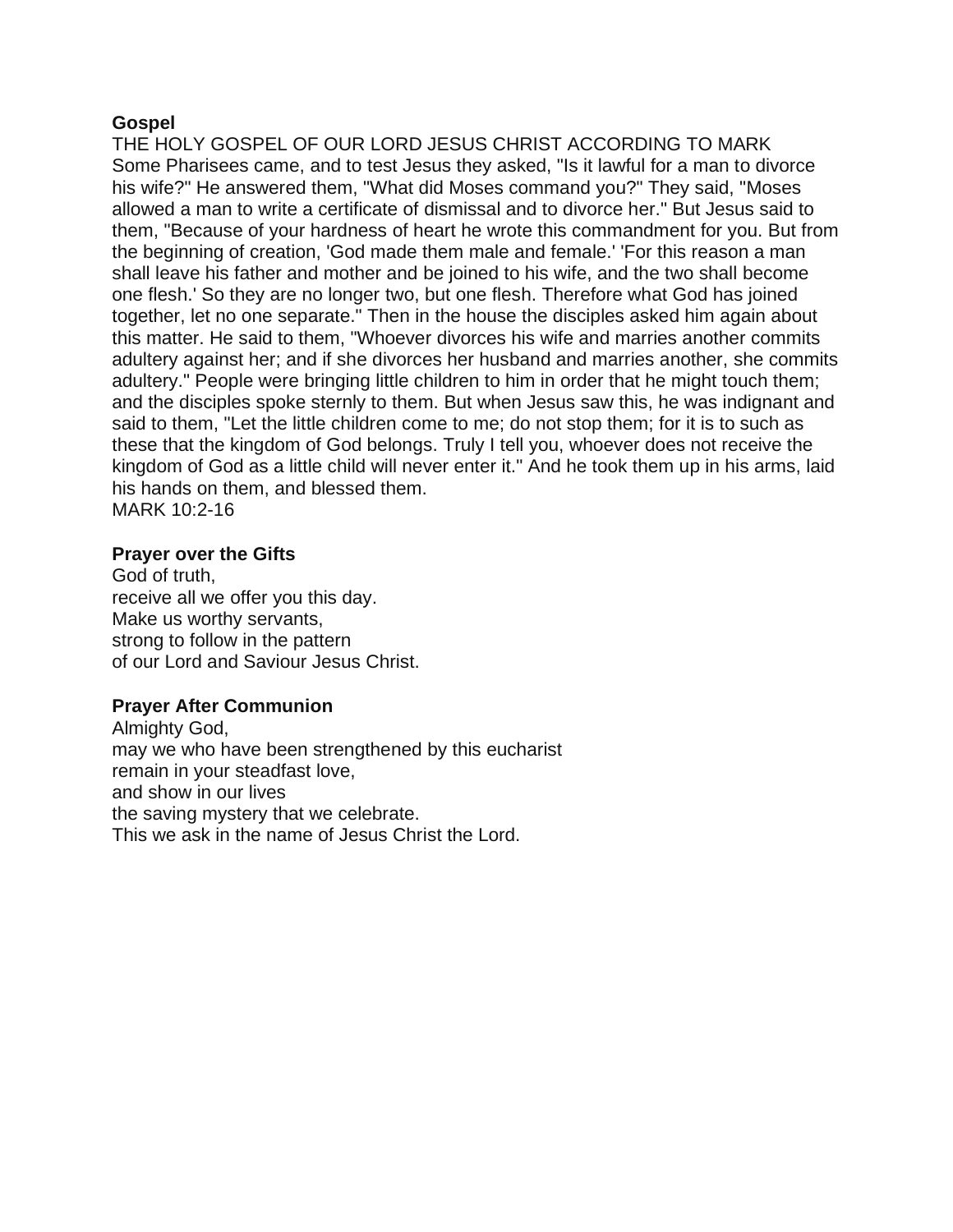**Gospel**

THE HOLY GOSPEL OF OUR LORD JESUS CHRIST ACCORDING TO MARK
Some Pharisees came, and to test Jesus they asked, "Is it lawful for a man to divorce his wife?" He answered them, "What did Moses command you?" They said, "Moses allowed a man to write a certificate of dismissal and to divorce her." But Jesus said to them, "Because of your hardness of heart he wrote this commandment for you. But from the beginning of creation, 'God made them male and female.' 'For this reason a man shall leave his father and mother and be joined to his wife, and the two shall become one flesh.' So they are no longer two, but one flesh. Therefore what God has joined together, let no one separate." Then in the house the disciples asked him again about this matter. He said to them, "Whoever divorces his wife and marries another commits adultery against her; and if she divorces her husband and marries another, she commits adultery." People were bringing little children to him in order that he might touch them; and the disciples spoke sternly to them. But when Jesus saw this, he was indignant and said to them, "Let the little children come to me; do not stop them; for it is to such as these that the kingdom of God belongs. Truly I tell you, whoever does not receive the kingdom of God as a little child will never enter it." And he took them up in his arms, laid his hands on them, and blessed them.
MARK 10:2-16

**Prayer over the Gifts**

God of truth,
receive all we offer you this day.
Make us worthy servants,
strong to follow in the pattern
of our Lord and Saviour Jesus Christ.

**Prayer After Communion**

Almighty God,
may we who have been strengthened by this eucharist
remain in your steadfast love,
and show in our lives
the saving mystery that we celebrate.
This we ask in the name of Jesus Christ the Lord.